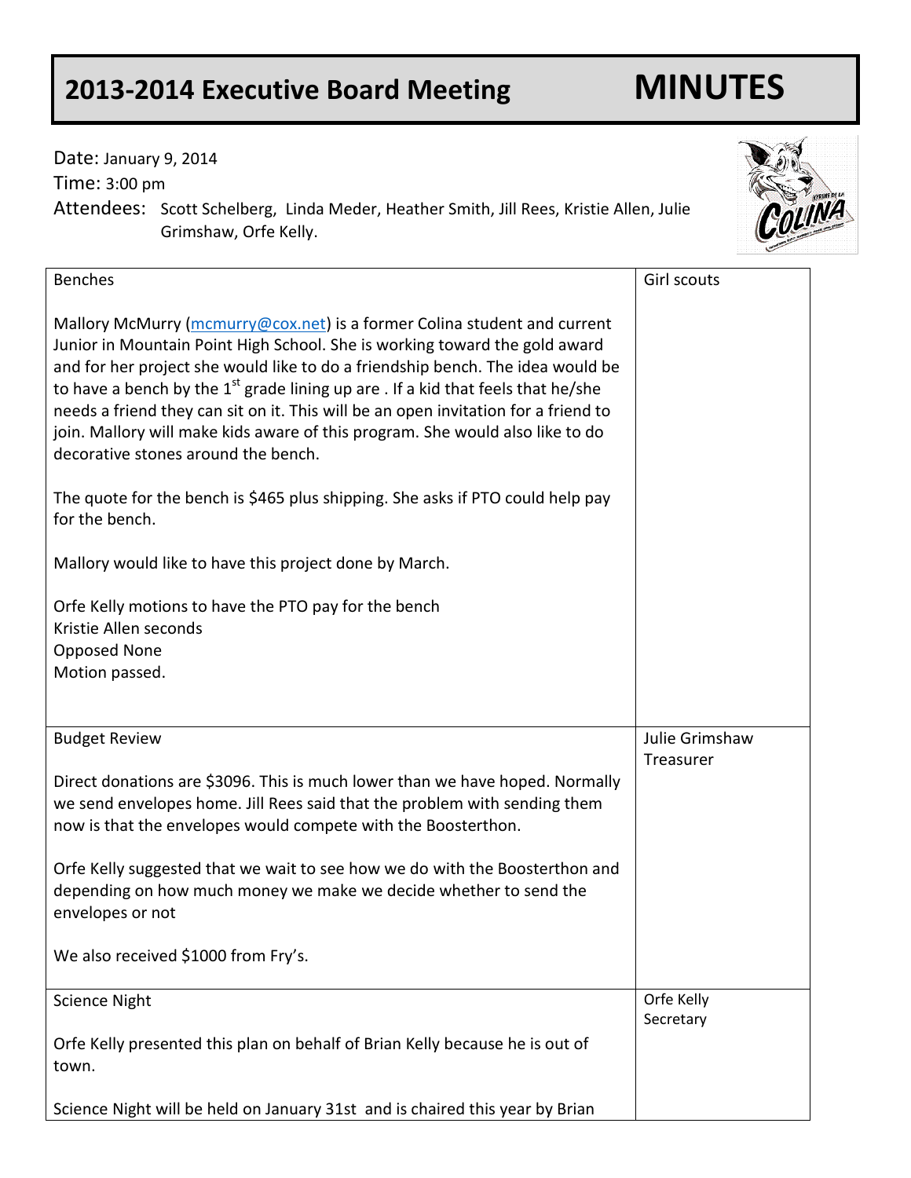# 2013-2014 Executive Board Meeting MINUTES

Date: January 9, 2014

Time: 3:00 pm

Attendees: Scott Schelberg, Linda Meder, Heather Smith, Jill Rees, Kristie Allen, Julie Grimshaw, Orfe Kelly.

| Topic | Presenter |
| --- | --- |
| Benches<br><br>Mallory McMurry (mcmurry@cox.net) is a former Colina student and current Junior in Mountain Point High School. She is working toward the gold award and for her project she would like to do a friendship bench. The idea would be to have a bench by the 1st grade lining up are . If a kid that feels that he/she needs a friend they can sit on it. This will be an open invitation for a friend to join. Mallory will make kids aware of this program. She would also like to do decorative stones around the bench.<br><br>The quote for the bench is $465 plus shipping. She asks if PTO could help pay for the bench.<br><br>Mallory would like to have this project done by March.<br><br>Orfe Kelly motions to have the PTO pay for the bench<br>Kristie Allen seconds<br>Opposed None<br>Motion passed. | Girl scouts |
| Budget Review<br><br>Direct donations are $3096. This is much lower than we have hoped. Normally we send envelopes home. Jill Rees said that the problem with sending them now is that the envelopes would compete with the Boosterthon.<br><br>Orfe Kelly suggested that we wait to see how we do with the Boosterthon and depending on how much money we make we decide whether to send the envelopes or not<br><br>We also received $1000 from Fry's. | Julie Grimshaw<br>Treasurer |
| Science Night<br><br>Orfe Kelly presented this plan on behalf of Brian Kelly because he is out of town.<br><br>Science Night will be held on January 31st and is chaired this year by Brian | Orfe Kelly<br>Secretary |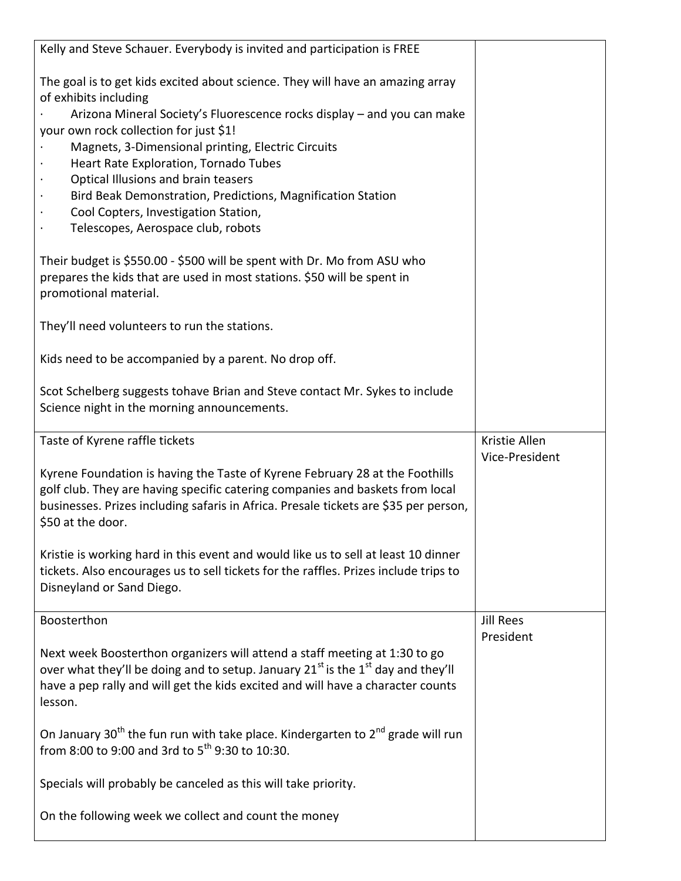| | |
|---|---|
| Kelly and Steve Schauer. Everybody is invited and participation is FREE<br><br>The goal is to get kids excited about science. They will have an amazing array of exhibits including<br>· Arizona Mineral Society's Fluorescence rocks display – and you can make your own rock collection for just $1!<br>· Magnets, 3-Dimensional printing, Electric Circuits<br>· Heart Rate Exploration, Tornado Tubes<br>· Optical Illusions and brain teasers<br>· Bird Beak Demonstration, Predictions, Magnification Station<br>· Cool Copters, Investigation Station,<br>· Telescopes, Aerospace club, robots<br><br>Their budget is $550.00 - $500 will be spent with Dr. Mo from ASU who prepares the kids that are used in most stations. $50 will be spent in promotional material.<br><br>They'll need volunteers to run the stations.<br><br>Kids need to be accompanied by a parent. No drop off.<br><br>Scot Schelberg suggests tohave Brian and Steve contact Mr. Sykes to include Science night in the morning announcements. | |
| Taste of Kyrene raffle tickets<br><br>Kyrene Foundation is having the Taste of Kyrene February 28 at the Foothills golf club. They are having specific catering companies and baskets from local businesses. Prizes including safaris in Africa. Presale tickets are $35 per person, $50 at the door.<br><br>Kristie is working hard in this event and would like us to sell at least 10 dinner tickets. Also encourages us to sell tickets for the raffles. Prizes include trips to Disneyland or Sand Diego. | Kristie Allen<br>Vice-President |
| Boosterthon<br><br>Next week Boosterthon organizers will attend a staff meeting at 1:30 to go over what they'll be doing and to setup. January 21st is the 1st day and they'll have a pep rally and will get the kids excited and will have a character counts lesson.<br><br>On January 30th the fun run with take place. Kindergarten to 2nd grade will run from 8:00 to 9:00 and 3rd to 5th 9:30 to 10:30.<br><br>Specials will probably be canceled as this will take priority.<br><br>On the following week we collect and count the money | Jill Rees<br>President |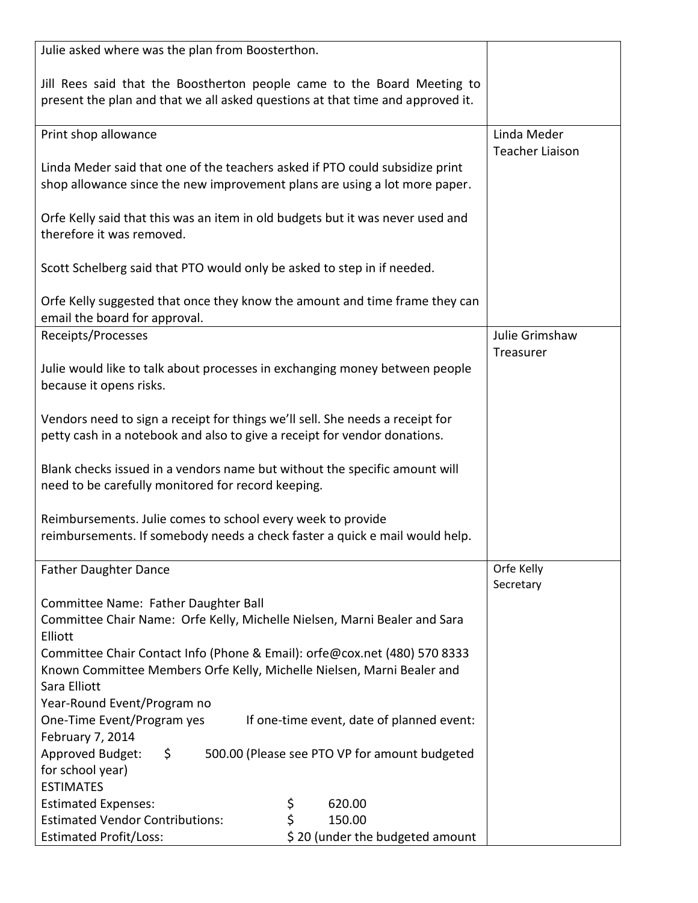| | |
|---|---|
| Julie asked where was the plan from Boosterthon.<br><br>Jill Rees said that the Boostherton people came to the Board Meeting to present the plan and that we all asked questions at that time and approved it. | |
| Print shop allowance<br><br>Linda Meder said that one of the teachers asked if PTO could subsidize print shop allowance since the new improvement plans are using a lot more paper.<br><br>Orfe Kelly said that this was an item in old budgets but it was never used and therefore it was removed.<br><br>Scott Schelberg said that PTO would only be asked to step in if needed.<br><br>Orfe Kelly suggested that once they know the amount and time frame they can email the board for approval. | Linda Meder<br>Teacher Liaison |
| Receipts/Processes<br><br>Julie would like to talk about processes in exchanging money between people because it opens risks.<br><br>Vendors need to sign a receipt for things we'll sell. She needs a receipt for petty cash in a notebook and also to give a receipt for vendor donations.<br><br>Blank checks issued in a vendors name but without the specific amount will need to be carefully monitored for record keeping.<br><br>Reimbursements. Julie comes to school every week to provide reimbursements. If somebody needs a check faster a quick e mail would help. | Julie Grimshaw<br>Treasurer |
| Father Daughter Dance<br><br>Committee Name: Father Daughter Ball<br>Committee Chair Name: Orfe Kelly, Michelle Nielsen, Marni Bealer and Sara Elliott<br>Committee Chair Contact Info (Phone & Email): orfe@cox.net (480) 570 8333<br>Known Committee Members Orfe Kelly, Michelle Nielsen, Marni Bealer and Sara Elliott<br>Year-Round Event/Program no<br>One-Time Event/Program yes If one-time event, date of planned event: February 7, 2014<br>Approved Budget: $ 500.00 (Please see PTO VP for amount budgeted for school year)<br>ESTIMATES<br>Estimated Expenses: $ 620.00<br>Estimated Vendor Contributions: $ 150.00<br>Estimated Profit/Loss: $ 20 (under the budgeted amount | Orfe Kelly<br>Secretary |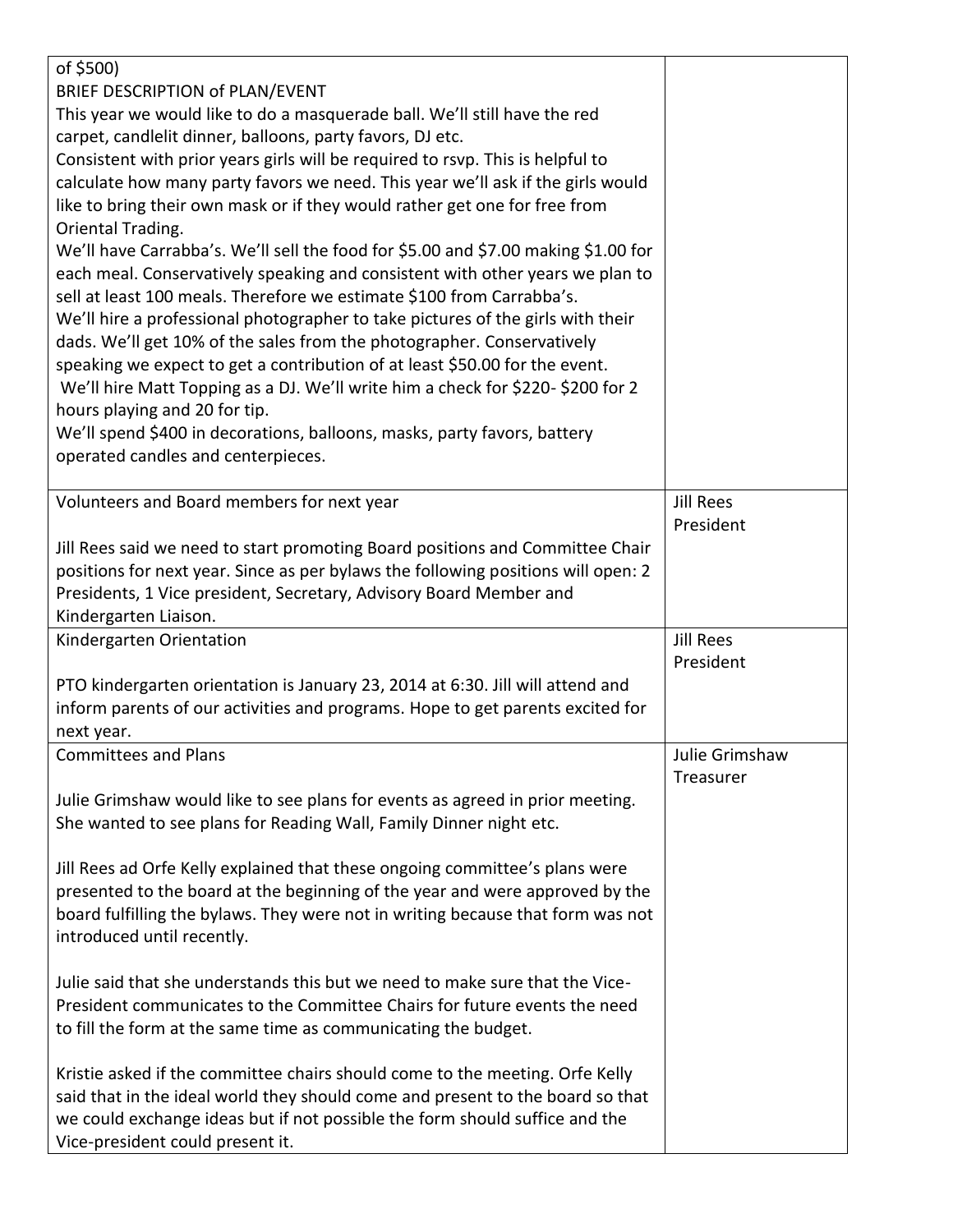| | |
|---|---|
| of $500)<br>BRIEF DESCRIPTION of PLAN/EVENT<br>This year we would like to do a masquerade ball. We'll still have the red carpet, candlelit dinner, balloons, party favors, DJ etc.<br>Consistent with prior years girls will be required to rsvp. This is helpful to calculate how many party favors we need. This year we'll ask if the girls would like to bring their own mask or if they would rather get one for free from Oriental Trading.<br>We'll have Carrabba's. We'll sell the food for $5.00 and $7.00 making $1.00 for each meal. Conservatively speaking and consistent with other years we plan to sell at least 100 meals. Therefore we estimate $100 from Carrabba's.<br>We'll hire a professional photographer to take pictures of the girls with their dads. We'll get 10% of the sales from the photographer. Conservatively speaking we expect to get a contribution of at least $50.00 for the event.<br>We'll hire Matt Topping as a DJ. We'll write him a check for $220- $200 for 2 hours playing and 20 for tip.<br>We'll spend $400 in decorations, balloons, masks, party favors, battery operated candles and centerpieces. | |
| Volunteers and Board members for next year<br><br>Jill Rees said we need to start promoting Board positions and Committee Chair positions for next year. Since as per bylaws the following positions will open: 2 Presidents, 1 Vice president, Secretary, Advisory Board Member and Kindergarten Liaison. | Jill Rees<br>President |
| Kindergarten Orientation<br><br>PTO kindergarten orientation is January 23, 2014 at 6:30. Jill will attend and inform parents of our activities and programs. Hope to get parents excited for next year. | Jill Rees<br>President |
| Committees and Plans<br><br>Julie Grimshaw would like to see plans for events as agreed in prior meeting. She wanted to see plans for Reading Wall, Family Dinner night etc.<br><br>Jill Rees ad Orfe Kelly explained that these ongoing committee's plans were presented to the board at the beginning of the year and were approved by the board fulfilling the bylaws. They were not in writing because that form was not introduced until recently.<br><br>Julie said that she understands this but we need to make sure that the Vice-President communicates to the Committee Chairs for future events the need to fill the form at the same time as communicating the budget.<br><br>Kristie asked if the committee chairs should come to the meeting. Orfe Kelly said that in the ideal world they should come and present to the board so that we could exchange ideas but if not possible the form should suffice and the Vice-president could present it. | Julie Grimshaw<br>Treasurer |